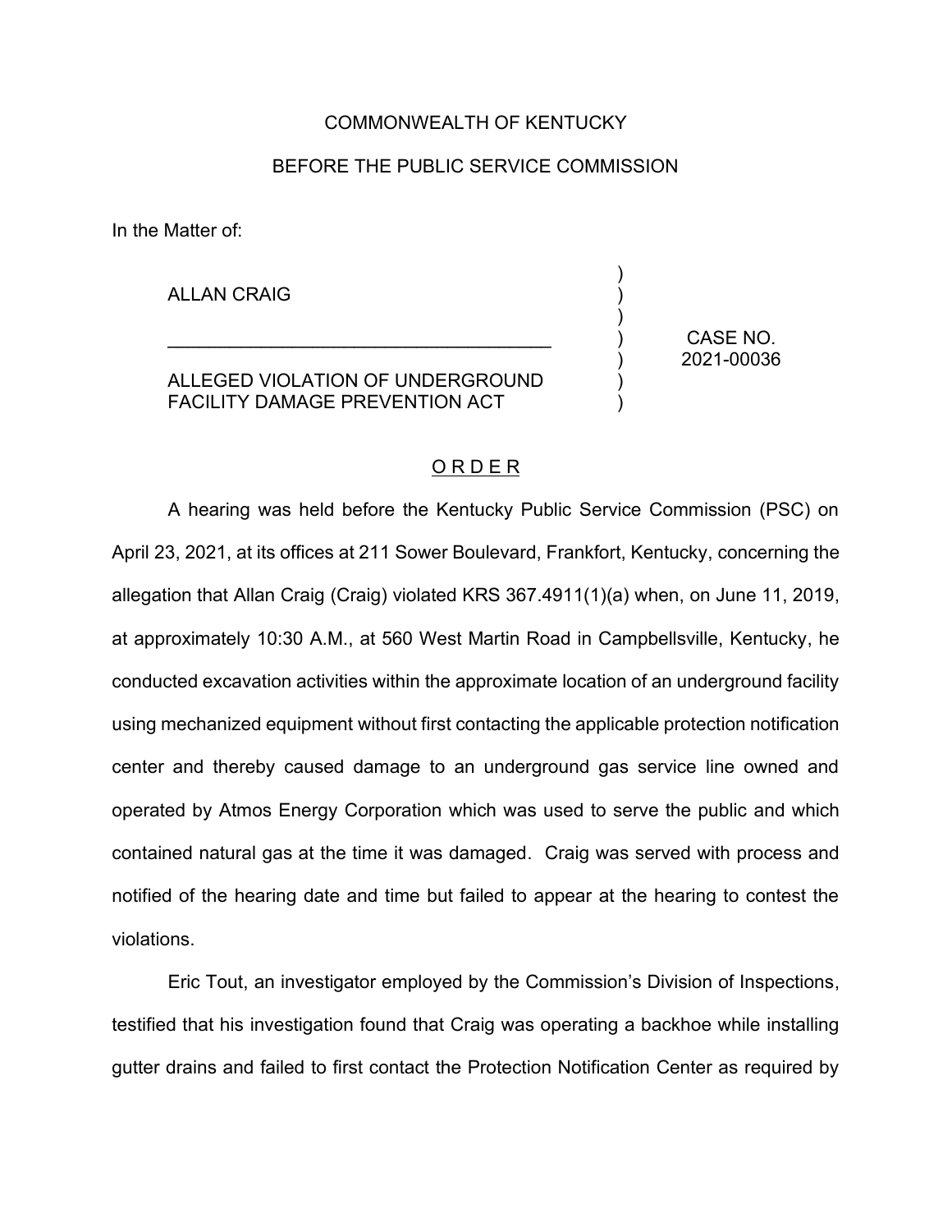COMMONWEALTH OF KENTUCKY

BEFORE THE PUBLIC SERVICE COMMISSION

In the Matter of:

| | | |
|---|---|---|
| ALLAN CRAIG<br><br>ALLEGED VIOLATION OF UNDERGROUND FACILITY DAMAGE PREVENTION ACT | ) | CASE NO. 2021-00036 |

## O R D E R

A hearing was held before the Kentucky Public Service Commission (PSC) on April 23, 2021, at its offices at 211 Sower Boulevard, Frankfort, Kentucky, concerning the allegation that Allan Craig (Craig) violated KRS 367.4911(1)(a) when, on June 11, 2019, at approximately 10:30 A.M., at 560 West Martin Road in Campbellsville, Kentucky, he conducted excavation activities within the approximate location of an underground facility using mechanized equipment without first contacting the applicable protection notification center and thereby caused damage to an underground gas service line owned and operated by Atmos Energy Corporation which was used to serve the public and which contained natural gas at the time it was damaged. Craig was served with process and notified of the hearing date and time but failed to appear at the hearing to contest the violations.

Eric Tout, an investigator employed by the Commission's Division of Inspections, testified that his investigation found that Craig was operating a backhoe while installing gutter drains and failed to first contact the Protection Notification Center as required by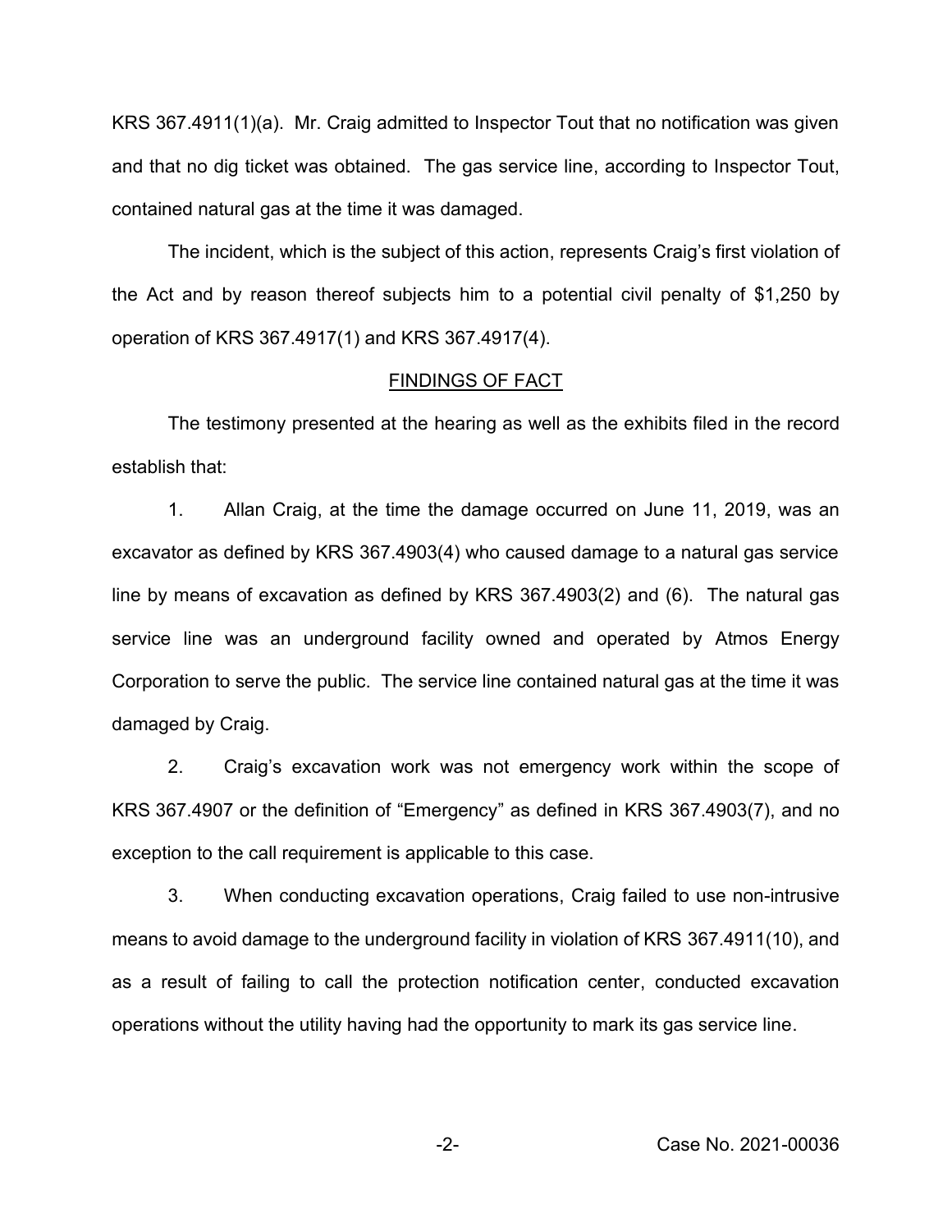KRS 367.4911(1)(a). Mr. Craig admitted to Inspector Tout that no notification was given and that no dig ticket was obtained. The gas service line, according to Inspector Tout, contained natural gas at the time it was damaged.

The incident, which is the subject of this action, represents Craig's first violation of the Act and by reason thereof subjects him to a potential civil penalty of $1,250 by operation of KRS 367.4917(1) and KRS 367.4917(4).

## FINDINGS OF FACT

The testimony presented at the hearing as well as the exhibits filed in the record establish that:

1. Allan Craig, at the time the damage occurred on June 11, 2019, was an excavator as defined by KRS 367.4903(4) who caused damage to a natural gas service line by means of excavation as defined by KRS 367.4903(2) and (6). The natural gas service line was an underground facility owned and operated by Atmos Energy Corporation to serve the public. The service line contained natural gas at the time it was damaged by Craig.

2. Craig's excavation work was not emergency work within the scope of KRS 367.4907 or the definition of "Emergency" as defined in KRS 367.4903(7), and no exception to the call requirement is applicable to this case.

3. When conducting excavation operations, Craig failed to use non-intrusive means to avoid damage to the underground facility in violation of KRS 367.4911(10), and as a result of failing to call the protection notification center, conducted excavation operations without the utility having had the opportunity to mark its gas service line.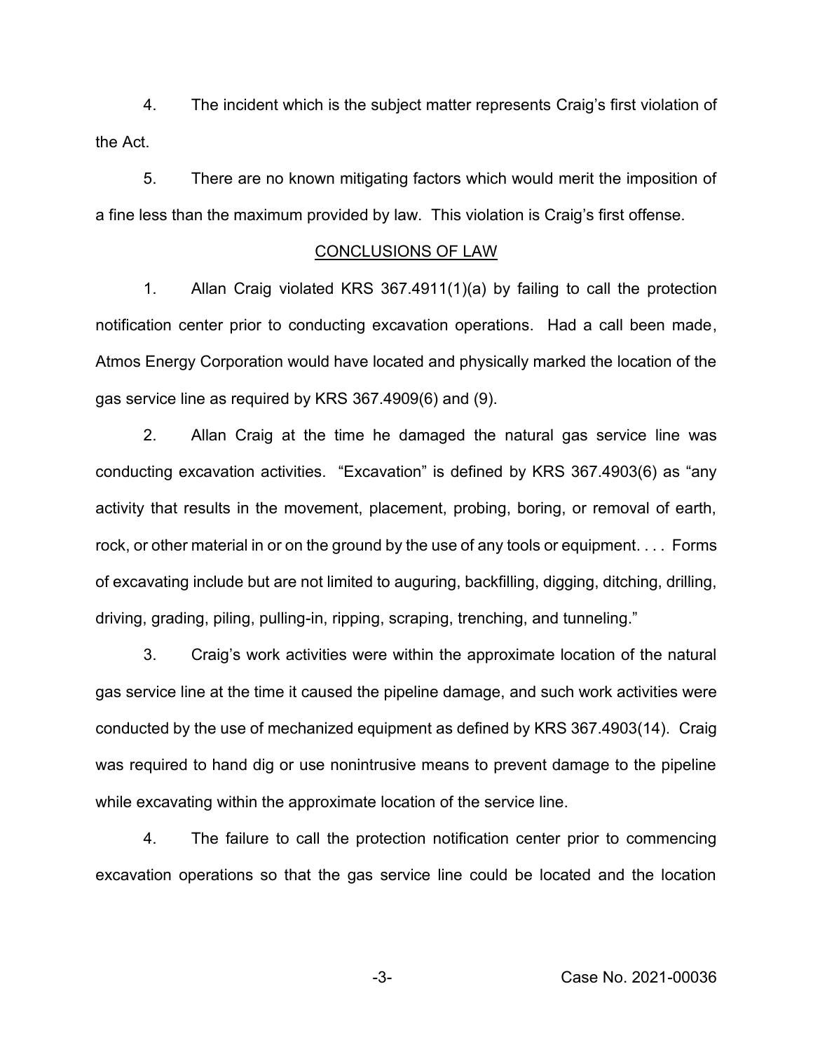4. The incident which is the subject matter represents Craig's first violation of the Act.

5. There are no known mitigating factors which would merit the imposition of a fine less than the maximum provided by law. This violation is Craig's first offense.

## CONCLUSIONS OF LAW

1. Allan Craig violated KRS 367.4911(1)(a) by failing to call the protection notification center prior to conducting excavation operations. Had a call been made, Atmos Energy Corporation would have located and physically marked the location of the gas service line as required by KRS 367.4909(6) and (9).

2. Allan Craig at the time he damaged the natural gas service line was conducting excavation activities. "Excavation" is defined by KRS 367.4903(6) as "any activity that results in the movement, placement, probing, boring, or removal of earth, rock, or other material in or on the ground by the use of any tools or equipment. . . . Forms of excavating include but are not limited to auguring, backfilling, digging, ditching, drilling, driving, grading, piling, pulling-in, ripping, scraping, trenching, and tunneling."

3. Craig's work activities were within the approximate location of the natural gas service line at the time it caused the pipeline damage, and such work activities were conducted by the use of mechanized equipment as defined by KRS 367.4903(14). Craig was required to hand dig or use nonintrusive means to prevent damage to the pipeline while excavating within the approximate location of the service line.

4. The failure to call the protection notification center prior to commencing excavation operations so that the gas service line could be located and the location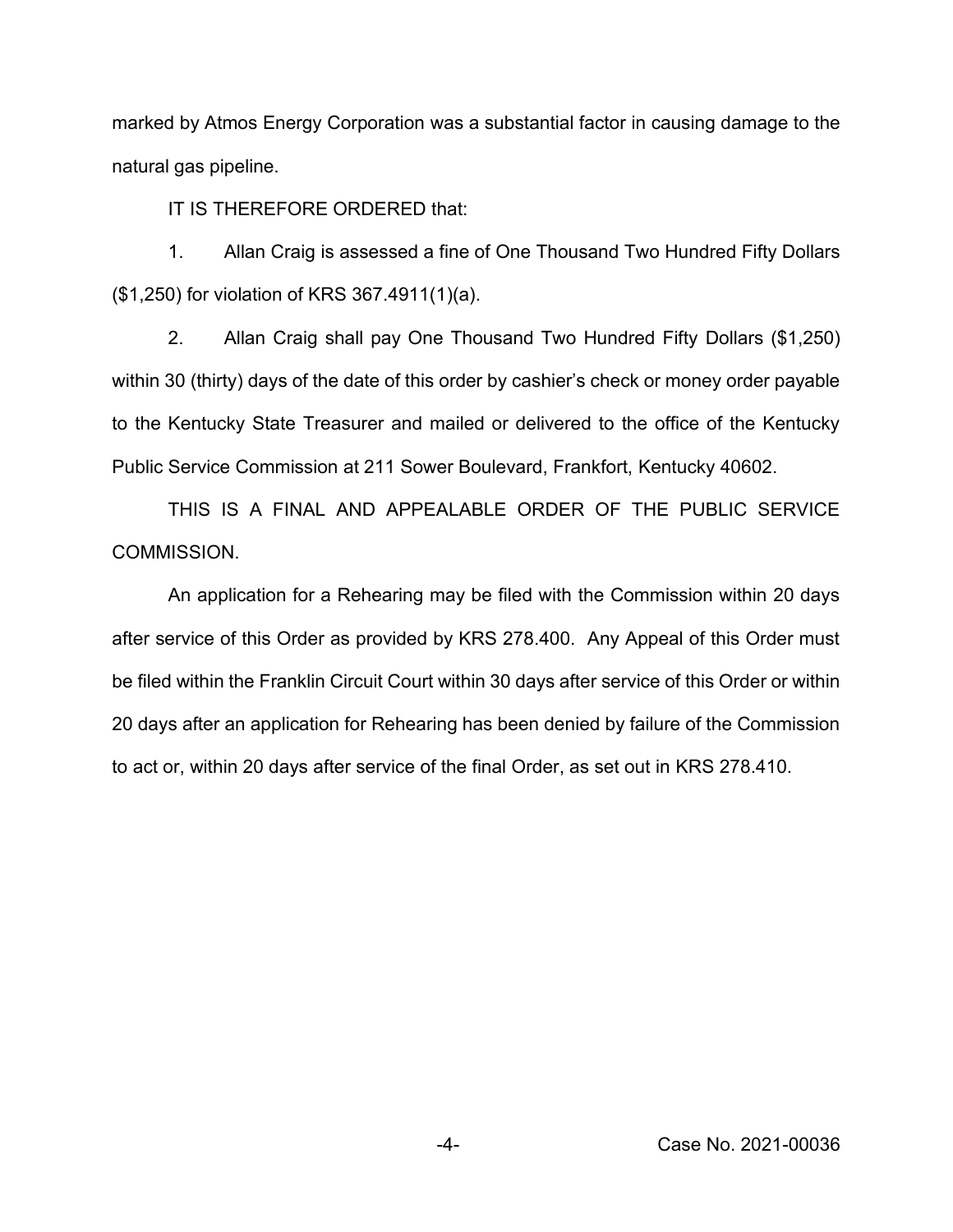marked by Atmos Energy Corporation was a substantial factor in causing damage to the natural gas pipeline.

IT IS THEREFORE ORDERED that:

1. Allan Craig is assessed a fine of One Thousand Two Hundred Fifty Dollars ($1,250) for violation of KRS 367.4911(1)(a).

2. Allan Craig shall pay One Thousand Two Hundred Fifty Dollars ($1,250) within 30 (thirty) days of the date of this order by cashier's check or money order payable to the Kentucky State Treasurer and mailed or delivered to the office of the Kentucky Public Service Commission at 211 Sower Boulevard, Frankfort, Kentucky 40602.

THIS IS A FINAL AND APPEALABLE ORDER OF THE PUBLIC SERVICE COMMISSION.

An application for a Rehearing may be filed with the Commission within 20 days after service of this Order as provided by KRS 278.400. Any Appeal of this Order must be filed within the Franklin Circuit Court within 30 days after service of this Order or within 20 days after an application for Rehearing has been denied by failure of the Commission to act or, within 20 days after service of the final Order, as set out in KRS 278.410.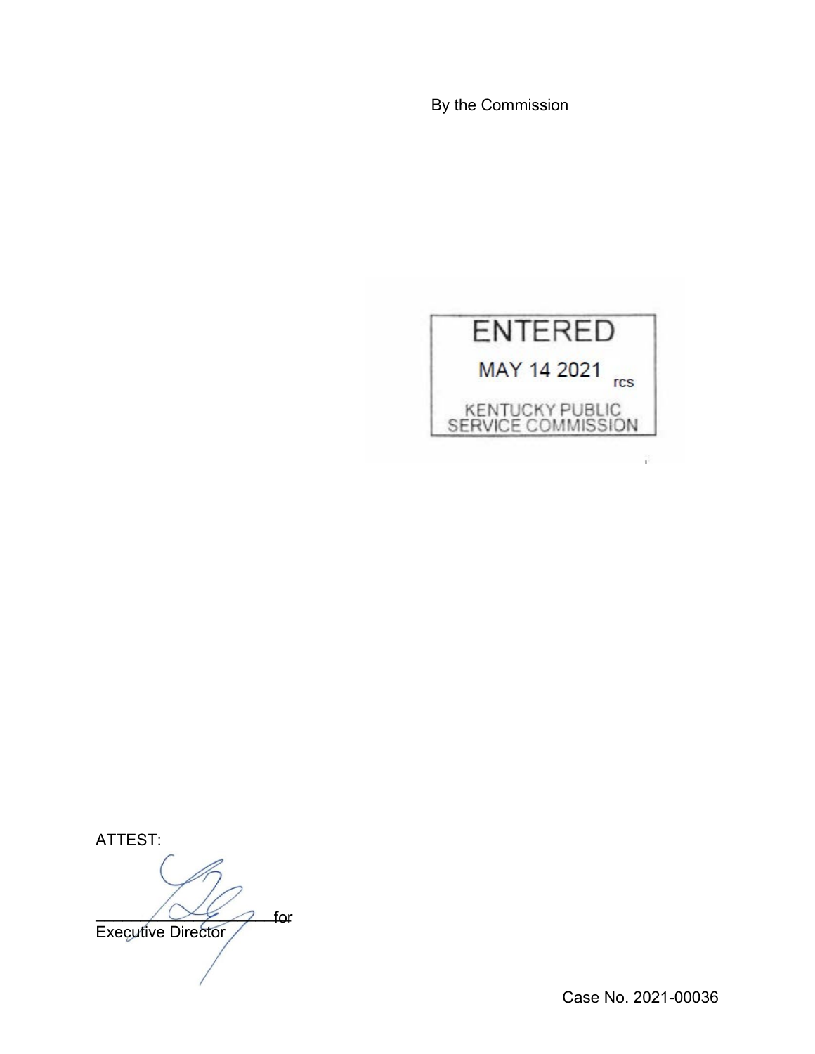By the Commission

ENTERED

MAY 14 2021 rcs

KENTUCKY PUBLIC SERVICE COMMISSION

ATTEST:

\_\_\_\_\_\_\_\_\_\_\_\_\_\_\_\_\_\_\_\_\_\_\_ for

Executive Director

Case No. 2021-00036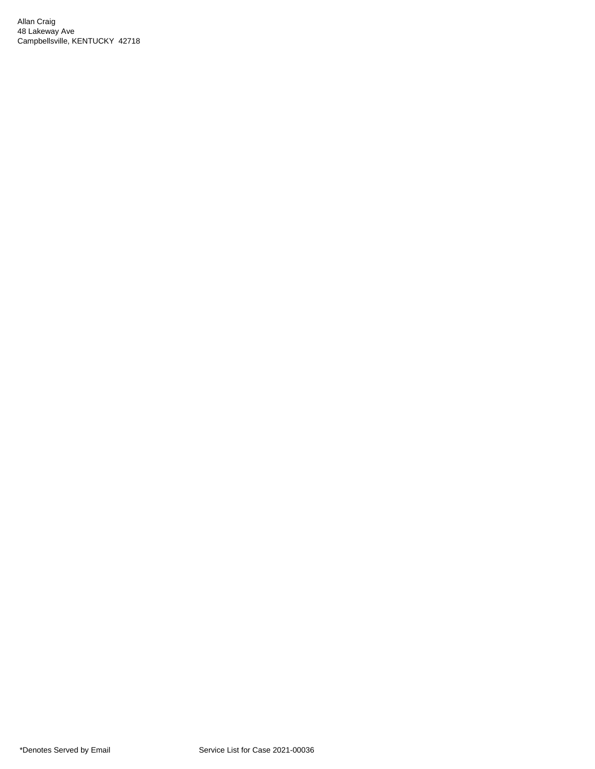Allan Craig
48 Lakeway Ave
Campbellsville, KENTUCKY  42718